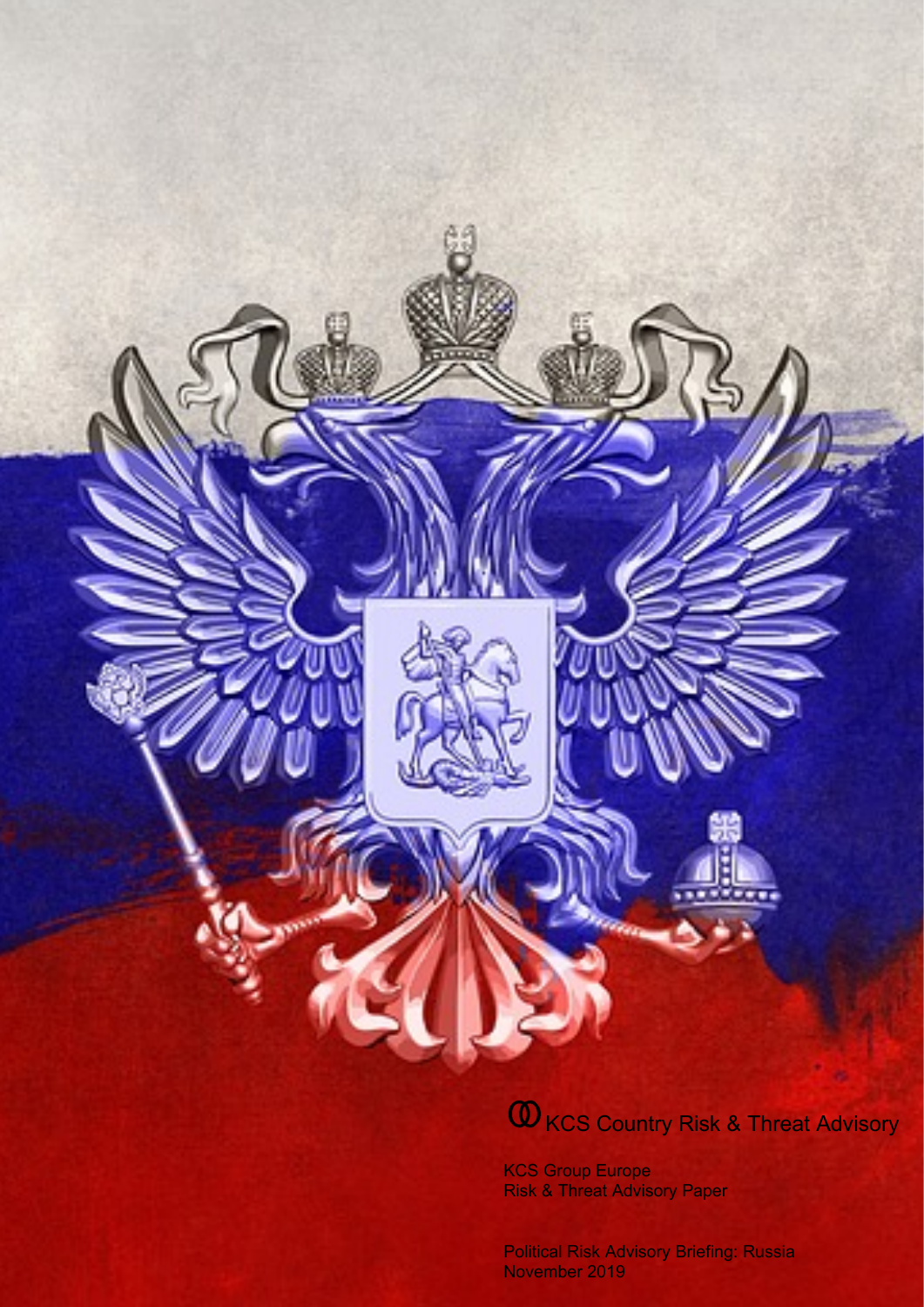# KCS Country Risk & Threat Advisory

KCS Group Europe
Risk & Threat Advisory Paper

Political Risk Advisory Briefing: Russia
November 2019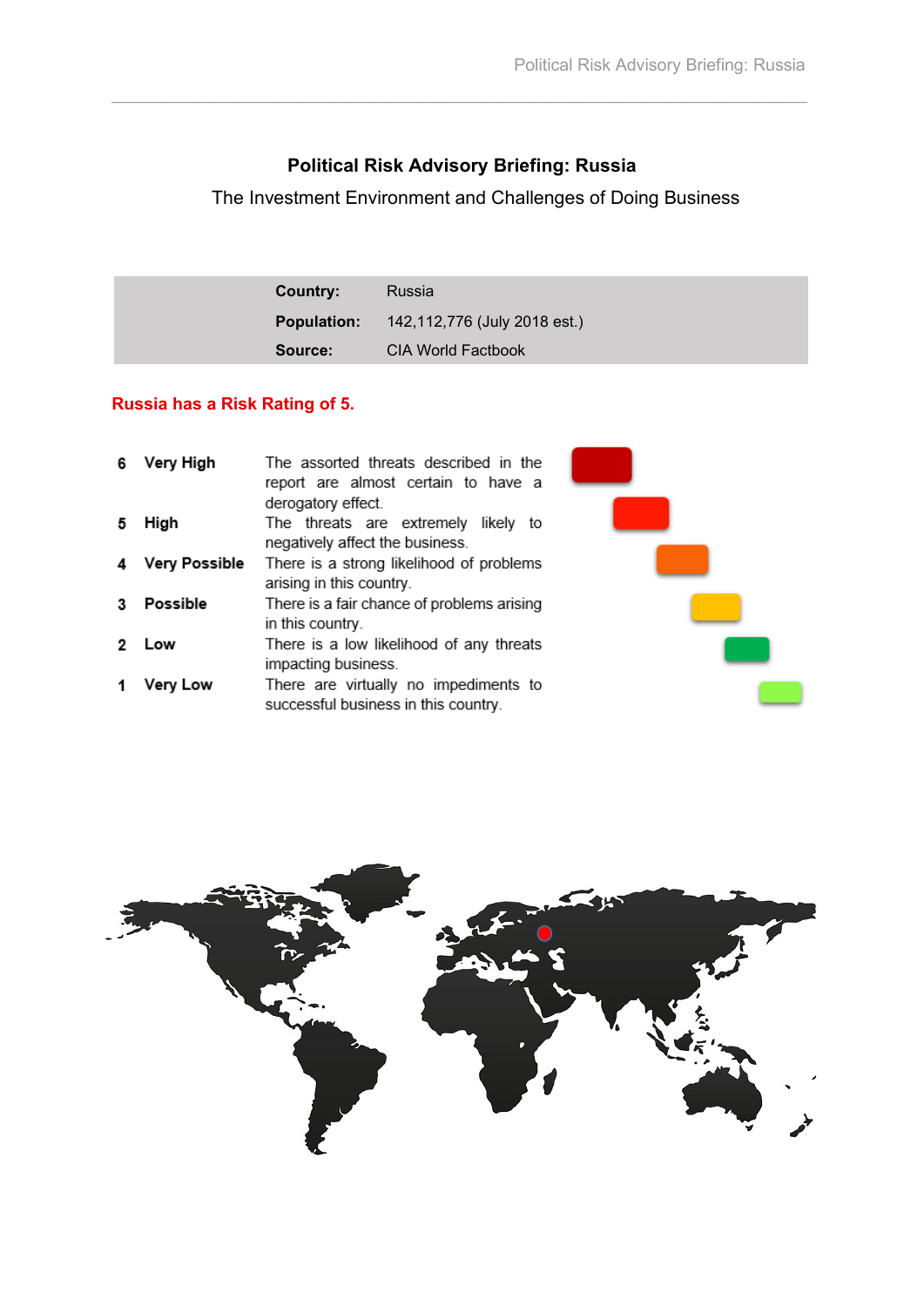# Political Risk Advisory Briefing: Russia

The Investment Environment and Challenges of Doing Business

| | |
|---|---|
| **Country:** | Russia |
| **Population:** | 142,112,776 (July 2018 est.) |
| **Source:** | CIA World Factbook |

**Russia has a Risk Rating of 5.**

| | | |
|---|---|---|
| **6** | **Very High** | The assorted threats described in the report are almost certain to have a derogatory effect. |
| **5** | **High** | The threats are extremely likely to negatively affect the business. |
| **4** | **Very Possible** | There is a strong likelihood of problems arising in this country. |
| **3** | **Possible** | There is a fair chance of problems arising in this country. |
| **2** | **Low** | There is a low likelihood of any threats impacting business. |
| **1** | **Very Low** | There are virtually no impediments to successful business in this country. |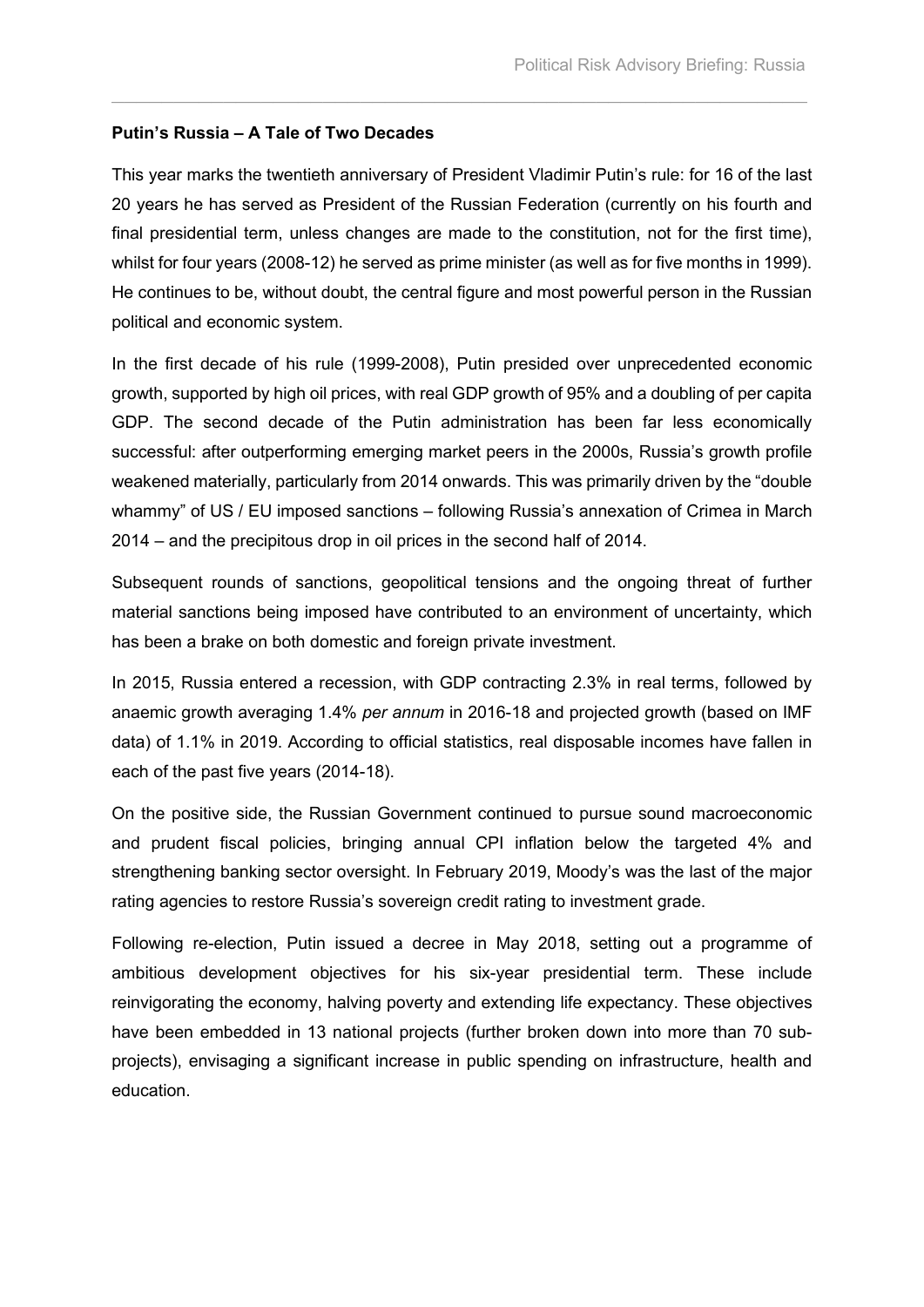**Putin's Russia – A Tale of Two Decades**

This year marks the twentieth anniversary of President Vladimir Putin's rule: for 16 of the last 20 years he has served as President of the Russian Federation (currently on his fourth and final presidential term, unless changes are made to the constitution, not for the first time), whilst for four years (2008-12) he served as prime minister (as well as for five months in 1999). He continues to be, without doubt, the central figure and most powerful person in the Russian political and economic system.

In the first decade of his rule (1999-2008), Putin presided over unprecedented economic growth, supported by high oil prices, with real GDP growth of 95% and a doubling of per capita GDP. The second decade of the Putin administration has been far less economically successful: after outperforming emerging market peers in the 2000s, Russia's growth profile weakened materially, particularly from 2014 onwards. This was primarily driven by the "double whammy" of US / EU imposed sanctions – following Russia's annexation of Crimea in March 2014 – and the precipitous drop in oil prices in the second half of 2014.

Subsequent rounds of sanctions, geopolitical tensions and the ongoing threat of further material sanctions being imposed have contributed to an environment of uncertainty, which has been a brake on both domestic and foreign private investment.

In 2015, Russia entered a recession, with GDP contracting 2.3% in real terms, followed by anaemic growth averaging 1.4% *per annum* in 2016-18 and projected growth (based on IMF data) of 1.1% in 2019. According to official statistics, real disposable incomes have fallen in each of the past five years (2014-18).

On the positive side, the Russian Government continued to pursue sound macroeconomic and prudent fiscal policies, bringing annual CPI inflation below the targeted 4% and strengthening banking sector oversight. In February 2019, Moody's was the last of the major rating agencies to restore Russia's sovereign credit rating to investment grade.

Following re-election, Putin issued a decree in May 2018, setting out a programme of ambitious development objectives for his six-year presidential term. These include reinvigorating the economy, halving poverty and extending life expectancy. These objectives have been embedded in 13 national projects (further broken down into more than 70 sub-projects), envisaging a significant increase in public spending on infrastructure, health and education.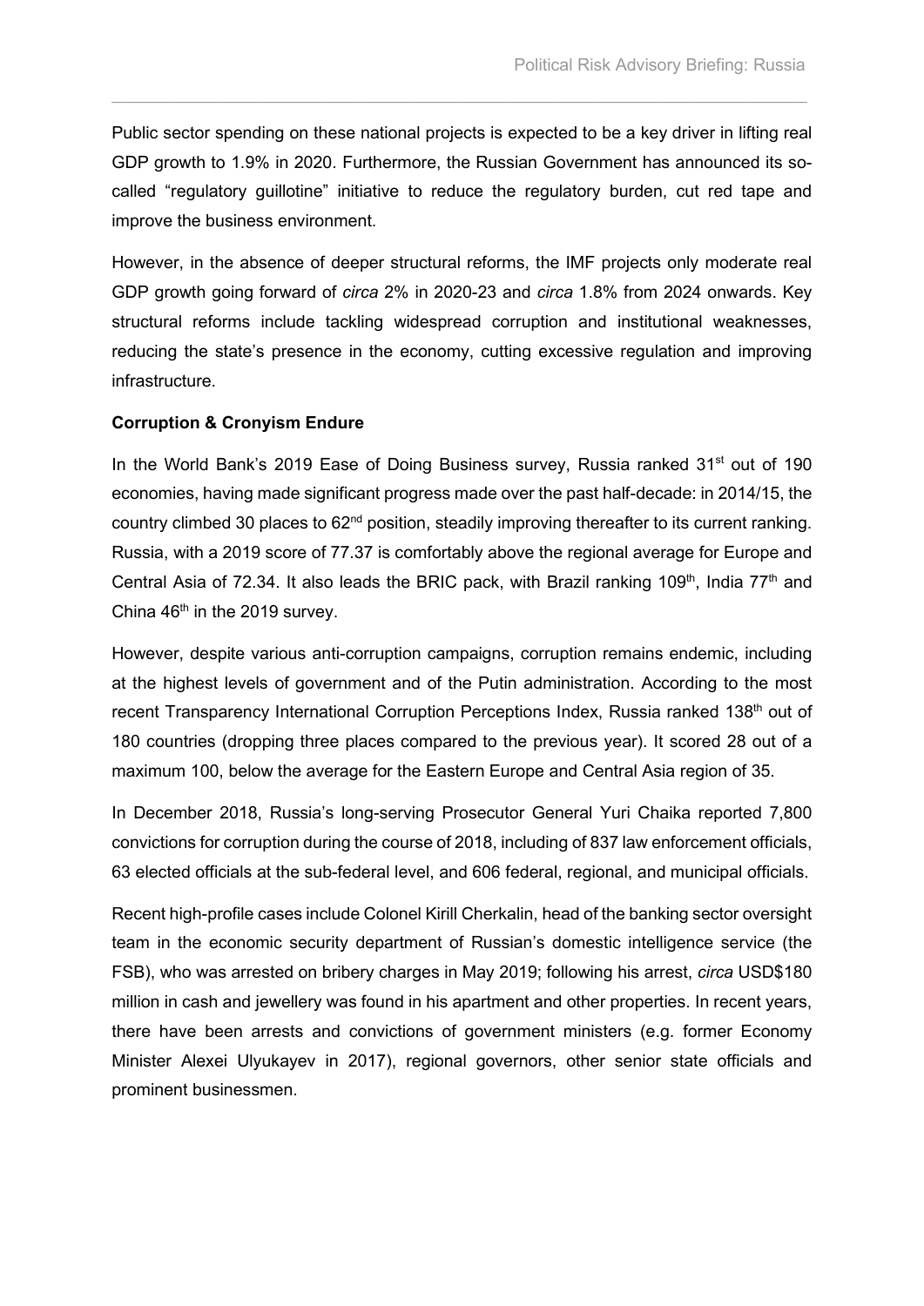Public sector spending on these national projects is expected to be a key driver in lifting real GDP growth to 1.9% in 2020. Furthermore, the Russian Government has announced its so-called "regulatory guillotine" initiative to reduce the regulatory burden, cut red tape and improve the business environment.

However, in the absence of deeper structural reforms, the IMF projects only moderate real GDP growth going forward of *circa* 2% in 2020-23 and *circa* 1.8% from 2024 onwards. Key structural reforms include tackling widespread corruption and institutional weaknesses, reducing the state's presence in the economy, cutting excessive regulation and improving infrastructure.

**Corruption & Cronyism Endure**

In the World Bank's 2019 Ease of Doing Business survey, Russia ranked 31st out of 190 economies, having made significant progress made over the past half-decade: in 2014/15, the country climbed 30 places to 62nd position, steadily improving thereafter to its current ranking. Russia, with a 2019 score of 77.37 is comfortably above the regional average for Europe and Central Asia of 72.34. It also leads the BRIC pack, with Brazil ranking 109th, India 77th and China 46th in the 2019 survey.

However, despite various anti-corruption campaigns, corruption remains endemic, including at the highest levels of government and of the Putin administration. According to the most recent Transparency International Corruption Perceptions Index, Russia ranked 138th out of 180 countries (dropping three places compared to the previous year). It scored 28 out of a maximum 100, below the average for the Eastern Europe and Central Asia region of 35.

In December 2018, Russia's long-serving Prosecutor General Yuri Chaika reported 7,800 convictions for corruption during the course of 2018, including of 837 law enforcement officials, 63 elected officials at the sub-federal level, and 606 federal, regional, and municipal officials.

Recent high-profile cases include Colonel Kirill Cherkalin, head of the banking sector oversight team in the economic security department of Russian's domestic intelligence service (the FSB), who was arrested on bribery charges in May 2019; following his arrest, *circa* USD$180 million in cash and jewellery was found in his apartment and other properties. In recent years, there have been arrests and convictions of government ministers (e.g. former Economy Minister Alexei Ulyukayev in 2017), regional governors, other senior state officials and prominent businessmen.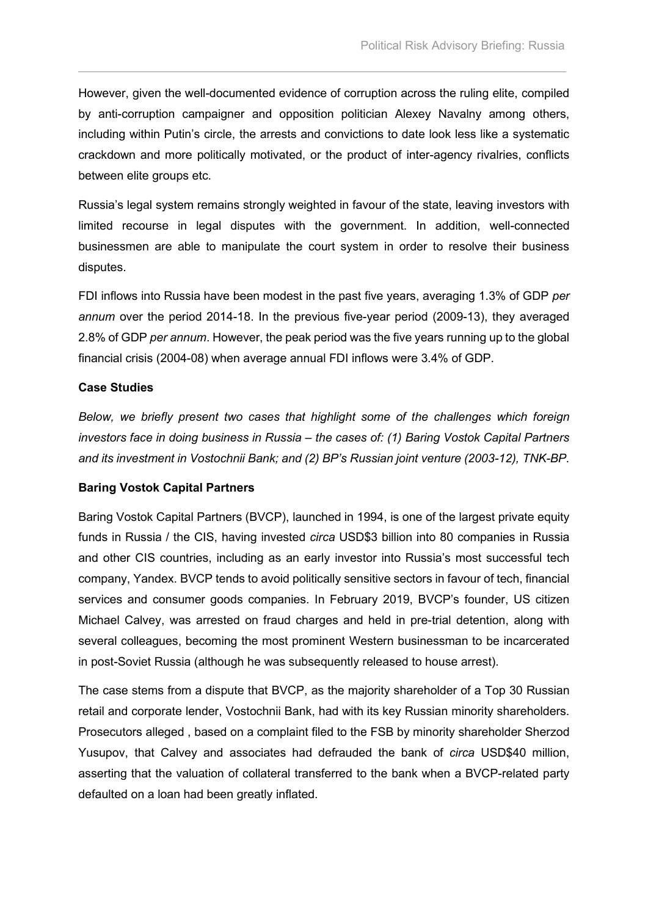However, given the well-documented evidence of corruption across the ruling elite, compiled by anti-corruption campaigner and opposition politician Alexey Navalny among others, including within Putin's circle, the arrests and convictions to date look less like a systematic crackdown and more politically motivated, or the product of inter-agency rivalries, conflicts between elite groups etc.

Russia's legal system remains strongly weighted in favour of the state, leaving investors with limited recourse in legal disputes with the government. In addition, well-connected businessmen are able to manipulate the court system in order to resolve their business disputes.

FDI inflows into Russia have been modest in the past five years, averaging 1.3% of GDP *per annum* over the period 2014-18. In the previous five-year period (2009-13), they averaged 2.8% of GDP *per annum*. However, the peak period was the five years running up to the global financial crisis (2004-08) when average annual FDI inflows were 3.4% of GDP.

**Case Studies**

*Below, we briefly present two cases that highlight some of the challenges which foreign investors face in doing business in Russia – the cases of: (1) Baring Vostok Capital Partners and its investment in Vostochnii Bank; and (2) BP's Russian joint venture (2003-12), TNK-BP.*

**Baring Vostok Capital Partners**

Baring Vostok Capital Partners (BVCP), launched in 1994, is one of the largest private equity funds in Russia / the CIS, having invested *circa* USD$3 billion into 80 companies in Russia and other CIS countries, including as an early investor into Russia's most successful tech company, Yandex. BVCP tends to avoid politically sensitive sectors in favour of tech, financial services and consumer goods companies. In February 2019, BVCP's founder, US citizen Michael Calvey, was arrested on fraud charges and held in pre-trial detention, along with several colleagues, becoming the most prominent Western businessman to be incarcerated in post-Soviet Russia (although he was subsequently released to house arrest).

The case stems from a dispute that BVCP, as the majority shareholder of a Top 30 Russian retail and corporate lender, Vostochnii Bank, had with its key Russian minority shareholders. Prosecutors alleged , based on a complaint filed to the FSB by minority shareholder Sherzod Yusupov, that Calvey and associates had defrauded the bank of *circa* USD$40 million, asserting that the valuation of collateral transferred to the bank when a BVCP-related party defaulted on a loan had been greatly inflated.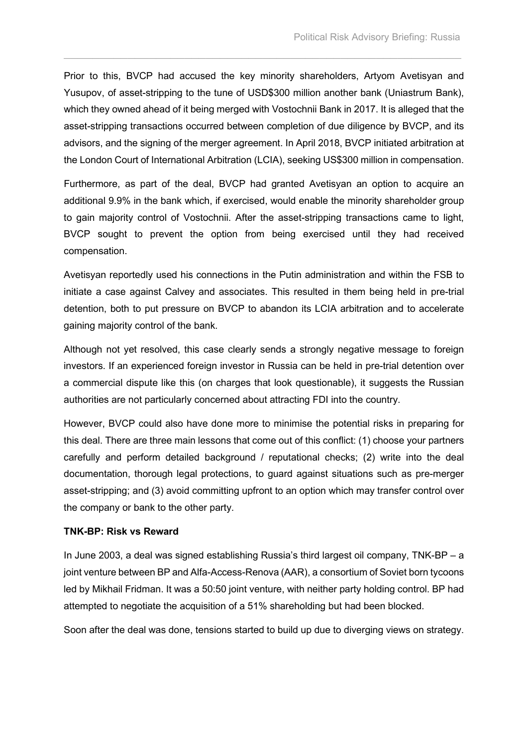Prior to this, BVCP had accused the key minority shareholders, Artyom Avetisyan and Yusupov, of asset-stripping to the tune of USD$300 million another bank (Uniastrum Bank), which they owned ahead of it being merged with Vostochnii Bank in 2017. It is alleged that the asset-stripping transactions occurred between completion of due diligence by BVCP, and its advisors, and the signing of the merger agreement. In April 2018, BVCP initiated arbitration at the London Court of International Arbitration (LCIA), seeking US$300 million in compensation.

Furthermore, as part of the deal, BVCP had granted Avetisyan an option to acquire an additional 9.9% in the bank which, if exercised, would enable the minority shareholder group to gain majority control of Vostochnii. After the asset-stripping transactions came to light, BVCP sought to prevent the option from being exercised until they had received compensation.

Avetisyan reportedly used his connections in the Putin administration and within the FSB to initiate a case against Calvey and associates. This resulted in them being held in pre-trial detention, both to put pressure on BVCP to abandon its LCIA arbitration and to accelerate gaining majority control of the bank.

Although not yet resolved, this case clearly sends a strongly negative message to foreign investors. If an experienced foreign investor in Russia can be held in pre-trial detention over a commercial dispute like this (on charges that look questionable), it suggests the Russian authorities are not particularly concerned about attracting FDI into the country.

However, BVCP could also have done more to minimise the potential risks in preparing for this deal. There are three main lessons that come out of this conflict: (1) choose your partners carefully and perform detailed background / reputational checks; (2) write into the deal documentation, thorough legal protections, to guard against situations such as pre-merger asset-stripping; and (3) avoid committing upfront to an option which may transfer control over the company or bank to the other party.

**TNK-BP: Risk vs Reward**

In June 2003, a deal was signed establishing Russia's third largest oil company, TNK-BP – a joint venture between BP and Alfa-Access-Renova (AAR), a consortium of Soviet born tycoons led by Mikhail Fridman. It was a 50:50 joint venture, with neither party holding control. BP had attempted to negotiate the acquisition of a 51% shareholding but had been blocked.

Soon after the deal was done, tensions started to build up due to diverging views on strategy.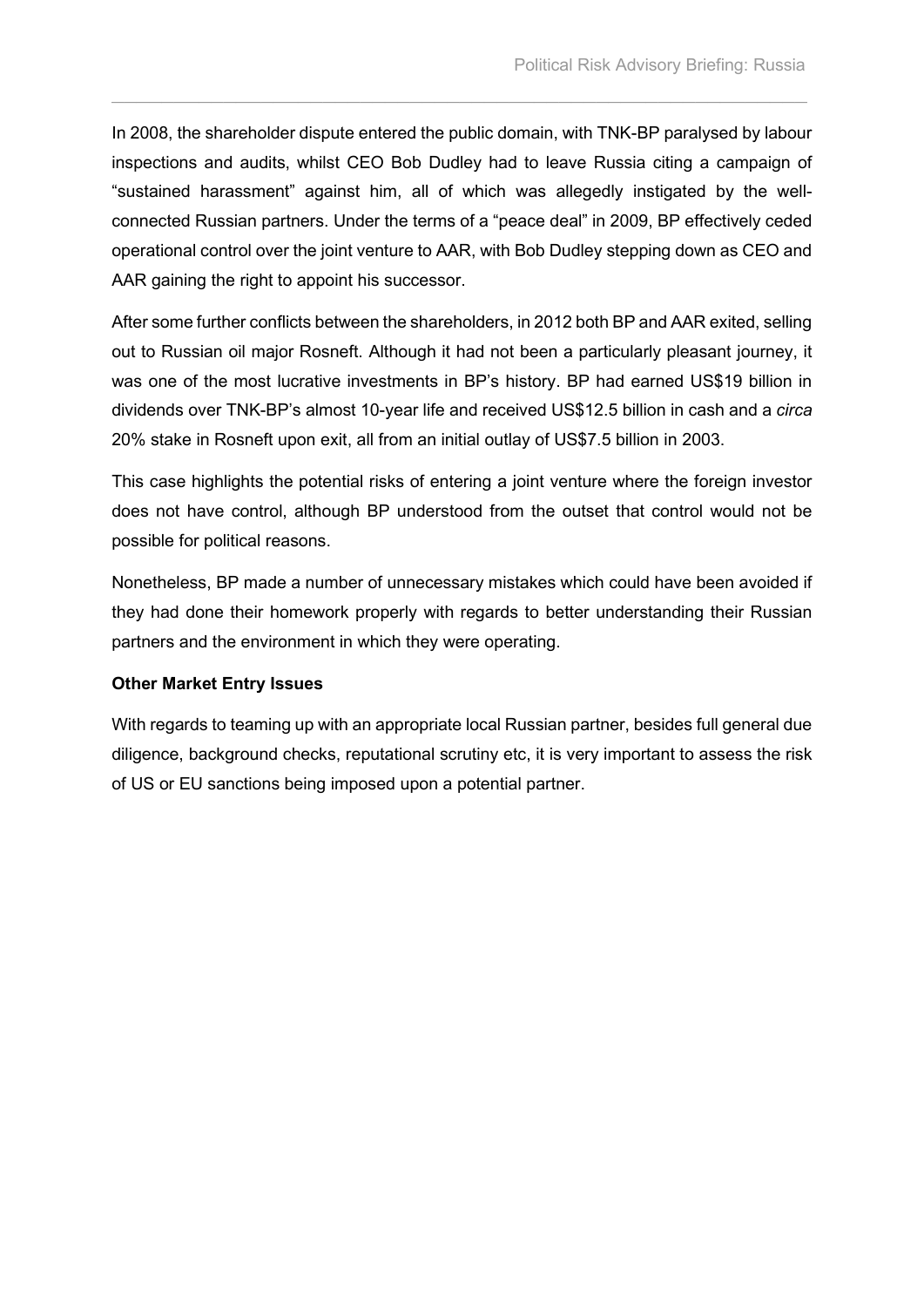In 2008, the shareholder dispute entered the public domain, with TNK-BP paralysed by labour inspections and audits, whilst CEO Bob Dudley had to leave Russia citing a campaign of "sustained harassment" against him, all of which was allegedly instigated by the well-connected Russian partners. Under the terms of a "peace deal" in 2009, BP effectively ceded operational control over the joint venture to AAR, with Bob Dudley stepping down as CEO and AAR gaining the right to appoint his successor.

After some further conflicts between the shareholders, in 2012 both BP and AAR exited, selling out to Russian oil major Rosneft. Although it had not been a particularly pleasant journey, it was one of the most lucrative investments in BP's history. BP had earned US$19 billion in dividends over TNK-BP's almost 10-year life and received US$12.5 billion in cash and a *circa* 20% stake in Rosneft upon exit, all from an initial outlay of US$7.5 billion in 2003.

This case highlights the potential risks of entering a joint venture where the foreign investor does not have control, although BP understood from the outset that control would not be possible for political reasons.

Nonetheless, BP made a number of unnecessary mistakes which could have been avoided if they had done their homework properly with regards to better understanding their Russian partners and the environment in which they were operating.

**Other Market Entry Issues**

With regards to teaming up with an appropriate local Russian partner, besides full general due diligence, background checks, reputational scrutiny etc, it is very important to assess the risk of US or EU sanctions being imposed upon a potential partner.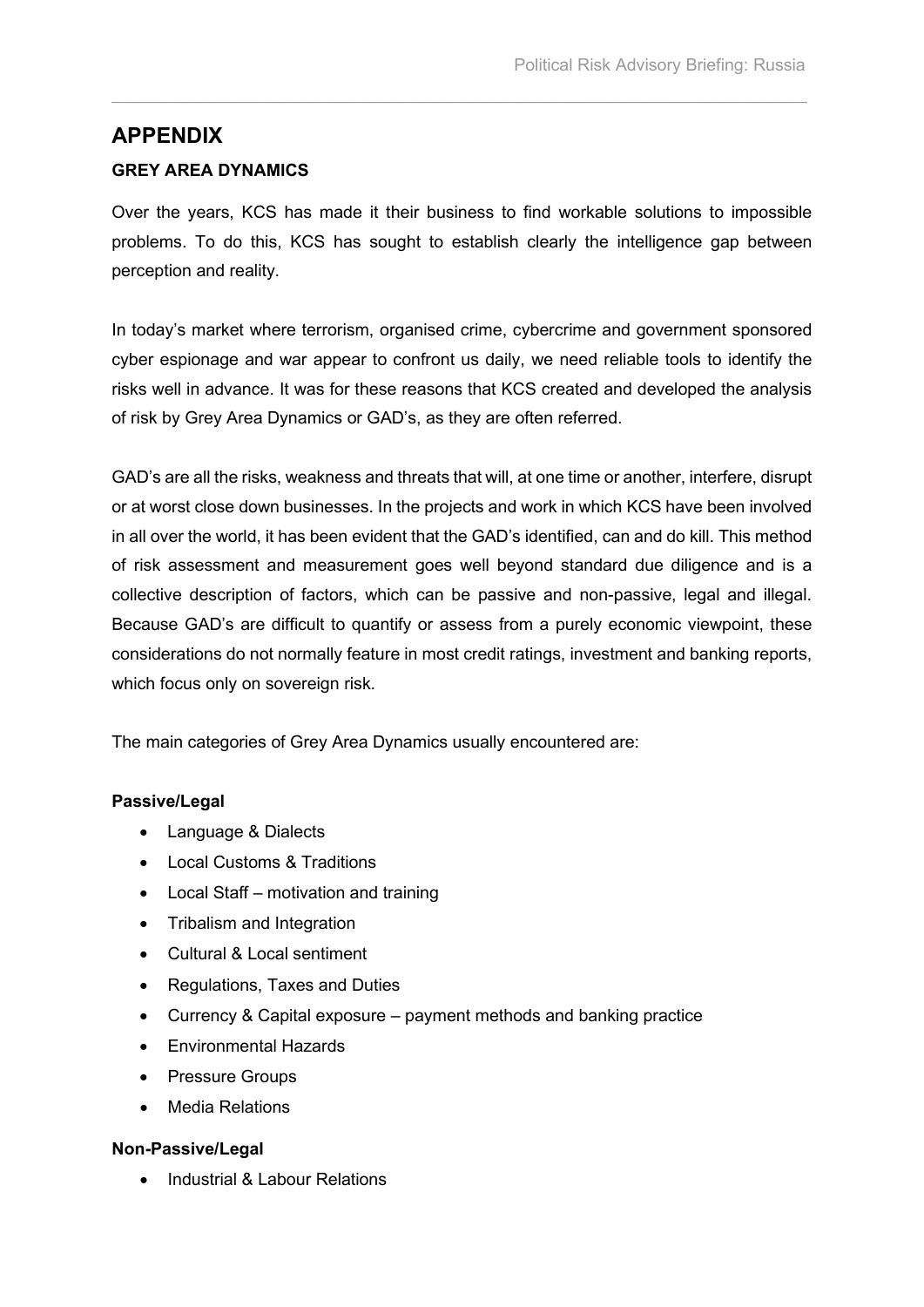# APPENDIX

## GREY AREA DYNAMICS

Over the years, KCS has made it their business to find workable solutions to impossible problems. To do this, KCS has sought to establish clearly the intelligence gap between perception and reality.

In today's market where terrorism, organised crime, cybercrime and government sponsored cyber espionage and war appear to confront us daily, we need reliable tools to identify the risks well in advance. It was for these reasons that KCS created and developed the analysis of risk by Grey Area Dynamics or GAD's, as they are often referred.

GAD's are all the risks, weakness and threats that will, at one time or another, interfere, disrupt or at worst close down businesses. In the projects and work in which KCS have been involved in all over the world, it has been evident that the GAD's identified, can and do kill. This method of risk assessment and measurement goes well beyond standard due diligence and is a collective description of factors, which can be passive and non-passive, legal and illegal. Because GAD's are difficult to quantify or assess from a purely economic viewpoint, these considerations do not normally feature in most credit ratings, investment and banking reports, which focus only on sovereign risk.

The main categories of Grey Area Dynamics usually encountered are:

**Passive/Legal**

- Language & Dialects
- Local Customs & Traditions
- Local Staff – motivation and training
- Tribalism and Integration
- Cultural & Local sentiment
- Regulations, Taxes and Duties
- Currency & Capital exposure – payment methods and banking practice
- Environmental Hazards
- Pressure Groups
- Media Relations

**Non-Passive/Legal**

- Industrial & Labour Relations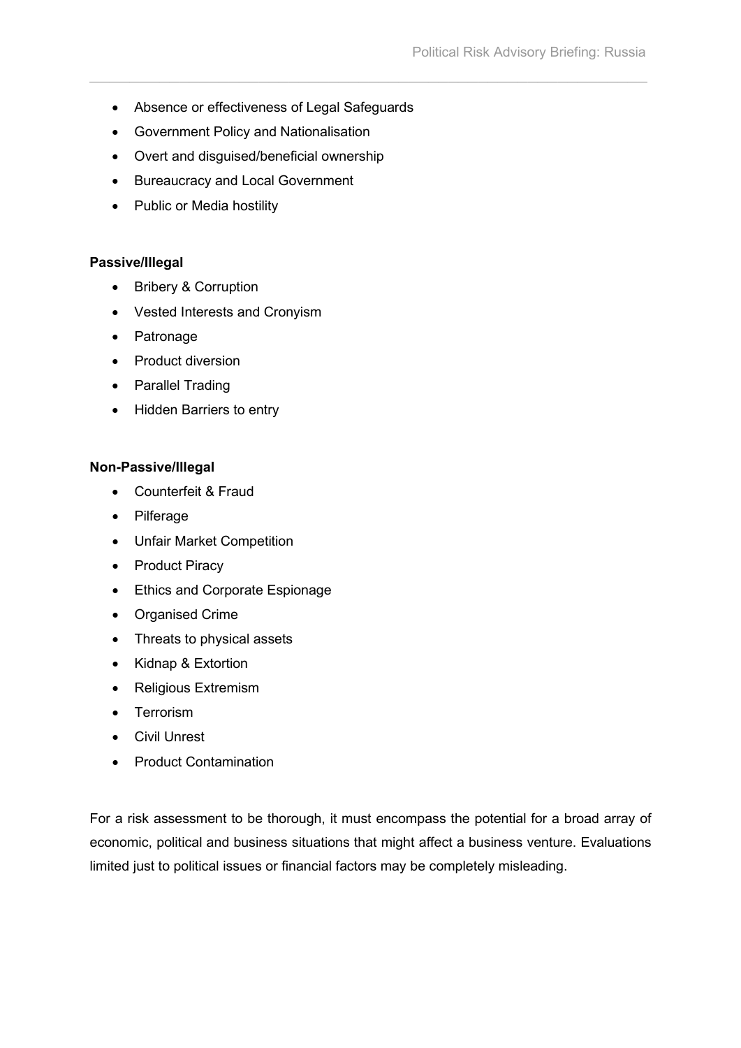- Absence or effectiveness of Legal Safeguards
- Government Policy and Nationalisation
- Overt and disguised/beneficial ownership
- Bureaucracy and Local Government
- Public or Media hostility

**Passive/Illegal**

- Bribery & Corruption
- Vested Interests and Cronyism
- Patronage
- Product diversion
- Parallel Trading
- Hidden Barriers to entry

**Non-Passive/Illegal**

- Counterfeit & Fraud
- Pilferage
- Unfair Market Competition
- Product Piracy
- Ethics and Corporate Espionage
- Organised Crime
- Threats to physical assets
- Kidnap & Extortion
- Religious Extremism
- Terrorism
- Civil Unrest
- Product Contamination

For a risk assessment to be thorough, it must encompass the potential for a broad array of economic, political and business situations that might affect a business venture. Evaluations limited just to political issues or financial factors may be completely misleading.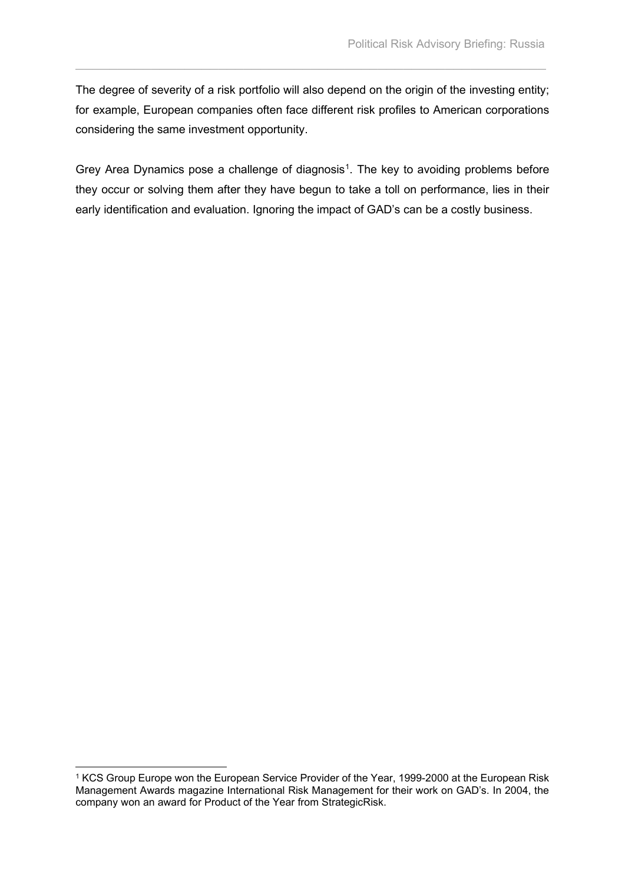The degree of severity of a risk portfolio will also depend on the origin of the investing entity; for example, European companies often face different risk profiles to American corporations considering the same investment opportunity.

Grey Area Dynamics pose a challenge of diagnosis[1]. The key to avoiding problems before they occur or solving them after they have begun to take a toll on performance, lies in their early identification and evaluation. Ignoring the impact of GAD's can be a costly business.

---

[1] KCS Group Europe won the European Service Provider of the Year, 1999-2000 at the European Risk Management Awards magazine International Risk Management for their work on GAD's. In 2004, the company won an award for Product of the Year from StrategicRisk.